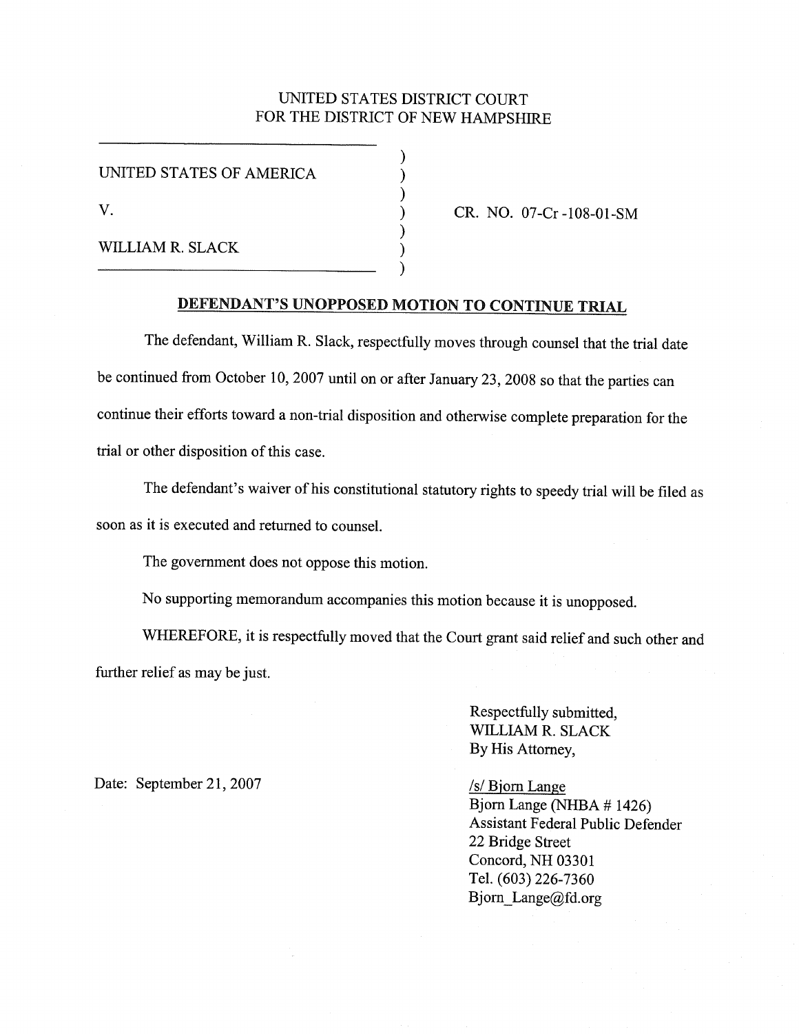UNITED STATES DISTRICT COURT
FOR THE DISTRICT OF NEW HAMPSHIRE

UNITED STATES OF AMERICA

V.

WILLIAM R. SLACK

CR. NO. 07-Cr -108-01-SM

## DEFENDANT'S UNOPPOSED MOTION TO CONTINUE TRIAL

The defendant, William R. Slack, respectfully moves through counsel that the trial date be continued from October 10, 2007 until on or after January 23, 2008 so that the parties can continue their efforts toward a non-trial disposition and otherwise complete preparation for the trial or other disposition of this case.

The defendant's waiver of his constitutional statutory rights to speedy trial will be filed as soon as it is executed and returned to counsel.

The government does not oppose this motion.

No supporting memorandum accompanies this motion because it is unopposed.

WHEREFORE, it is respectfully moved that the Court grant said relief and such other and further relief as may be just.

Respectfully submitted,
WILLIAM R. SLACK
By His Attorney,

Date: September 21, 2007

/s/ Bjorn Lange
Bjorn Lange (NHBA # 1426)
Assistant Federal Public Defender
22 Bridge Street
Concord, NH 03301
Tel. (603) 226-7360
Bjorn_Lange@fd.org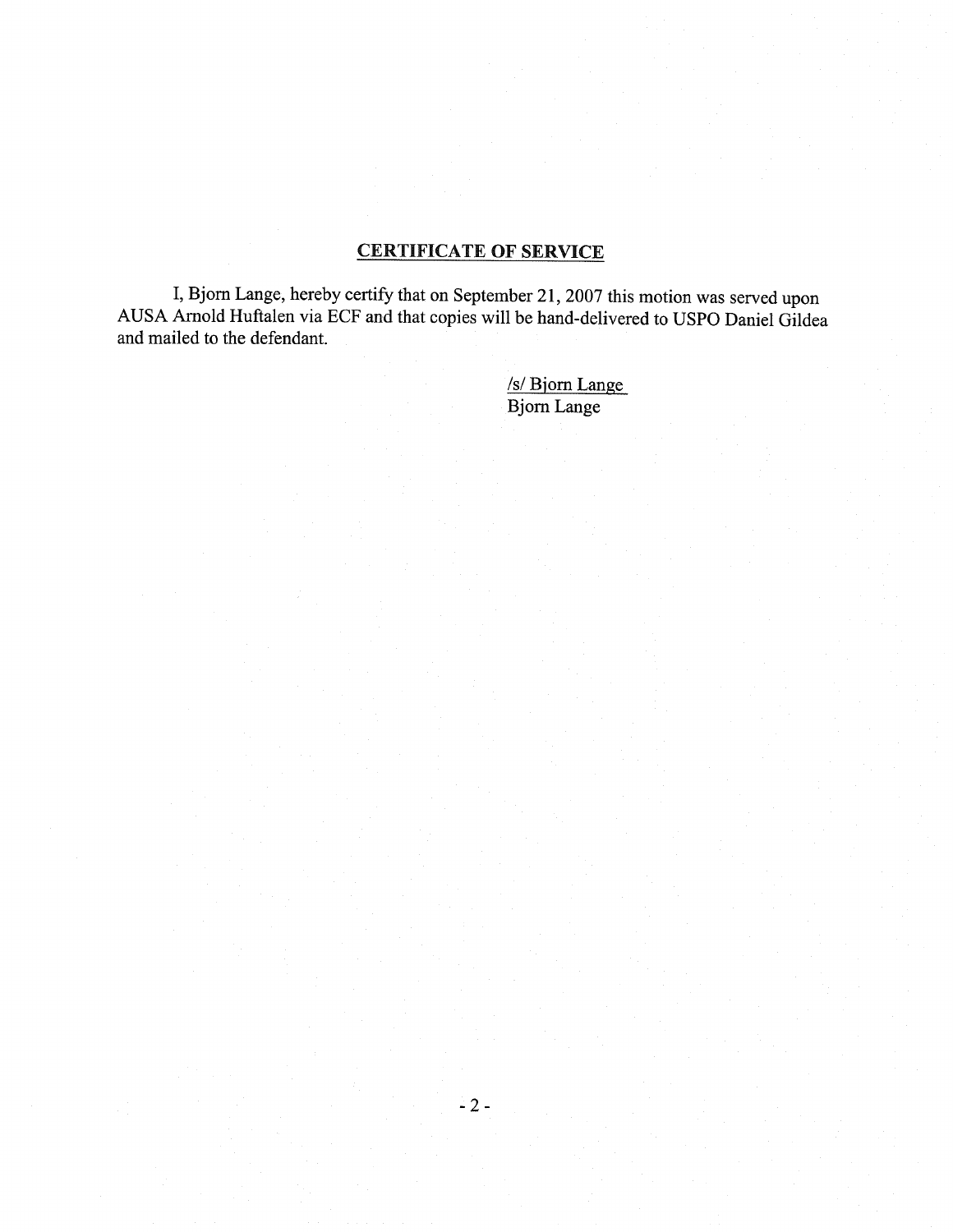## CERTIFICATE OF SERVICE

I, Bjorn Lange, hereby certify that on September 21, 2007 this motion was served upon AUSA Arnold Huftalen via ECF and that copies will be hand-delivered to USPO Daniel Gildea and mailed to the defendant.

/s/ Bjorn Lange
Bjorn Lange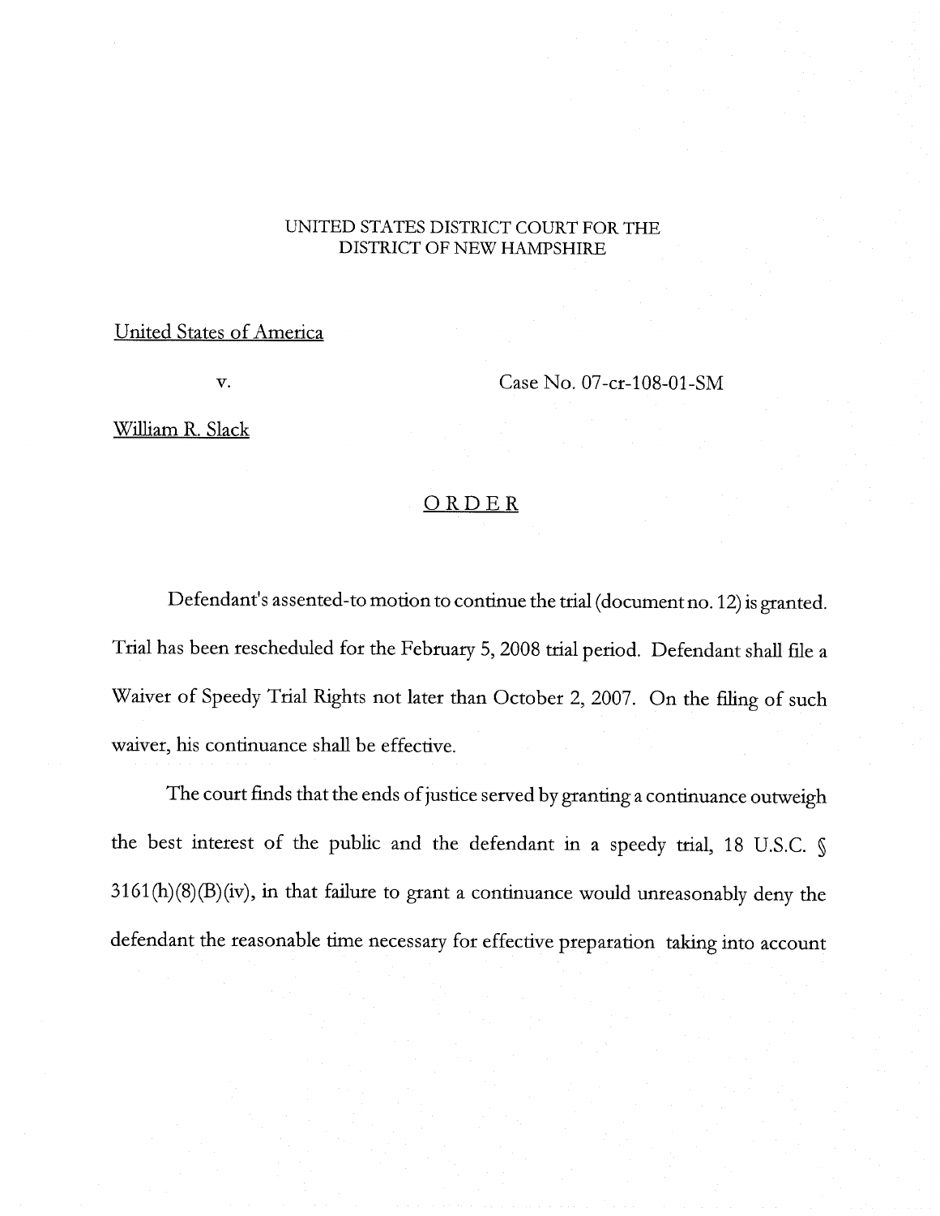UNITED STATES DISTRICT COURT FOR THE
DISTRICT OF NEW HAMPSHIRE

United States of America

v. Case No. 07-cr-108-01-SM

William R. Slack

## ORDER

Defendant's assented-to motion to continue the trial (document no. 12) is granted. Trial has been rescheduled for the February 5, 2008 trial period. Defendant shall file a Waiver of Speedy Trial Rights not later than October 2, 2007. On the filing of such waiver, his continuance shall be effective.

The court finds that the ends of justice served by granting a continuance outweigh the best interest of the public and the defendant in a speedy trial, 18 U.S.C. § 3161(h)(8)(B)(iv), in that failure to grant a continuance would unreasonably deny the defendant the reasonable time necessary for effective preparation taking into account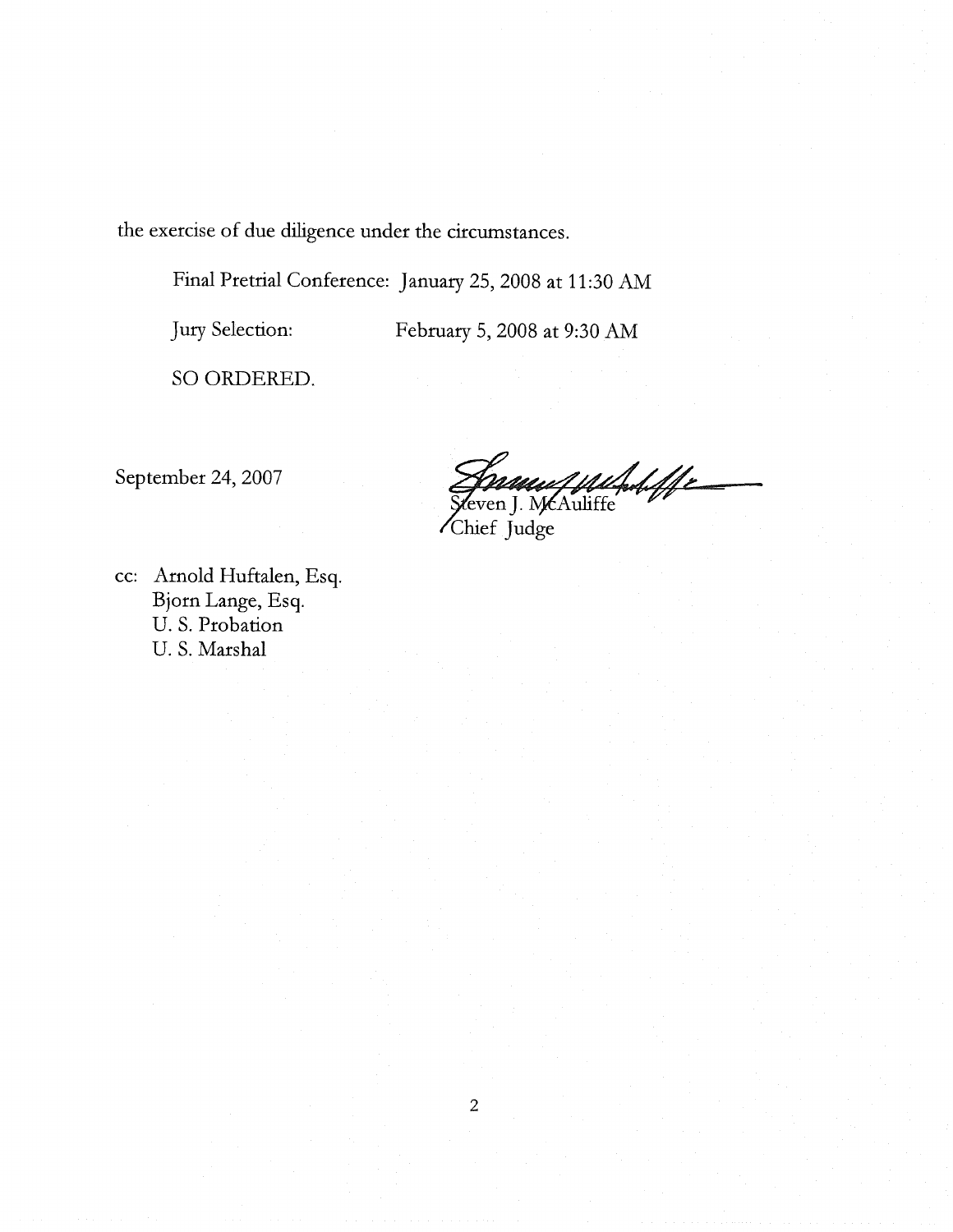the exercise of due diligence under the circumstances.

Final Pretrial Conference: January 25, 2008 at 11:30 AM

Jury Selection: February 5, 2008 at 9:30 AM

SO ORDERED.

September 24, 2007

Steven J. McAuliffe
Chief Judge

cc: Arnold Huftalen, Esq.
Bjorn Lange, Esq.
U. S. Probation
U. S. Marshal